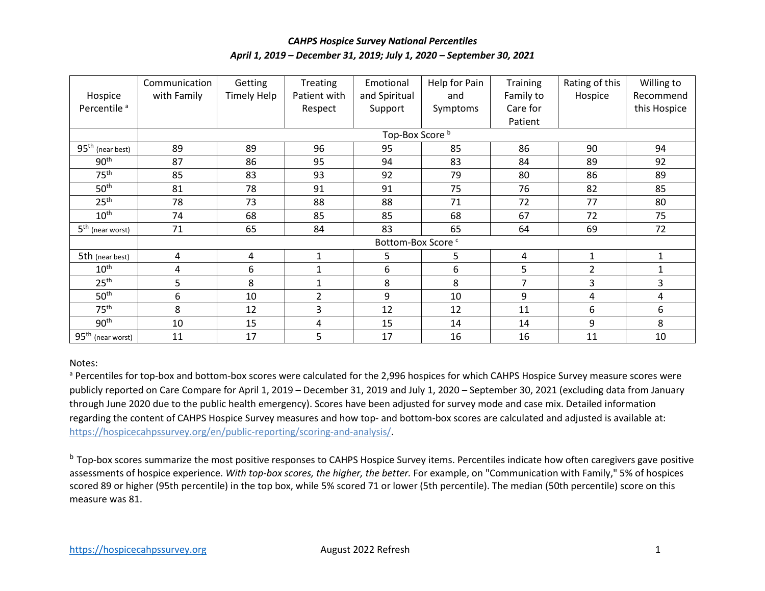# CAHPS Hospice Survey National Percentiles

## April 1, 2019 – December 31, 2019; July 1, 2020 – September 30, 2021

| Hospice Percentile [a] | Communication with Family | Getting Timely Help | Treating Patient with Respect | Emotional and Spiritual Support | Help for Pain and Symptoms | Training Family to Care for Patient | Rating of this Hospice | Willing to Recommend this Hospice |
|---|---|---|---|---|---|---|---|---|
| | Top-Box Score [b] | | | | | | | |
| 95th (near best) | 89 | 89 | 96 | 95 | 85 | 86 | 90 | 94 |
| 90th | 87 | 86 | 95 | 94 | 83 | 84 | 89 | 92 |
| 75th | 85 | 83 | 93 | 92 | 79 | 80 | 86 | 89 |
| 50th | 81 | 78 | 91 | 91 | 75 | 76 | 82 | 85 |
| 25th | 78 | 73 | 88 | 88 | 71 | 72 | 77 | 80 |
| 10th | 74 | 68 | 85 | 85 | 68 | 67 | 72 | 75 |
| 5th (near worst) | 71 | 65 | 84 | 83 | 65 | 64 | 69 | 72 |
| | Bottom-Box Score [c] | | | | | | | |
| 5th (near best) | 4 | 4 | 1 | 5 | 5 | 4 | 1 | 1 |
| 10th | 4 | 6 | 1 | 6 | 6 | 5 | 2 | 1 |
| 25th | 5 | 8 | 1 | 8 | 8 | 7 | 3 | 3 |
| 50th | 6 | 10 | 2 | 9 | 10 | 9 | 4 | 4 |
| 75th | 8 | 12 | 3 | 12 | 12 | 11 | 6 | 6 |
| 90th | 10 | 15 | 4 | 15 | 14 | 14 | 9 | 8 |
| 95th (near worst) | 11 | 17 | 5 | 17 | 16 | 16 | 11 | 10 |

Notes:

[a] Percentiles for top-box and bottom-box scores were calculated for the 2,996 hospices for which CAHPS Hospice Survey measure scores were publicly reported on Care Compare for April 1, 2019 – December 31, 2019 and July 1, 2020 – September 30, 2021 (excluding data from January through June 2020 due to the public health emergency). Scores have been adjusted for survey mode and case mix. Detailed information regarding the content of CAHPS Hospice Survey measures and how top- and bottom-box scores are calculated and adjusted is available at: https://hospicecahpssurvey.org/en/public-reporting/scoring-and-analysis/.

[b] Top-box scores summarize the most positive responses to CAHPS Hospice Survey items. Percentiles indicate how often caregivers gave positive assessments of hospice experience. *With top-box scores, the higher, the better.* For example, on "Communication with Family," 5% of hospices scored 89 or higher (95th percentile) in the top box, while 5% scored 71 or lower (5th percentile). The median (50th percentile) score on this measure was 81.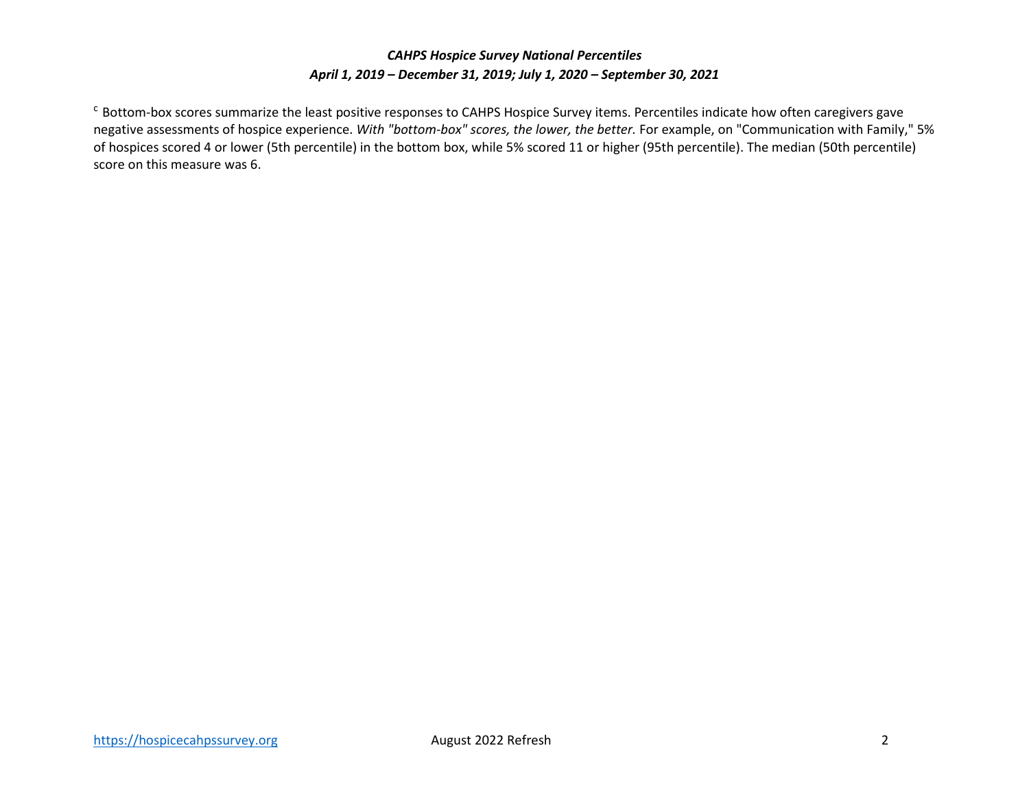[c] Bottom-box scores summarize the least positive responses to CAHPS Hospice Survey items. Percentiles indicate how often caregivers gave negative assessments of hospice experience. *With "bottom-box" scores, the lower, the better.* For example, on "Communication with Family," 5% of hospices scored 4 or lower (5th percentile) in the bottom box, while 5% scored 11 or higher (95th percentile). The median (50th percentile) score on this measure was 6.